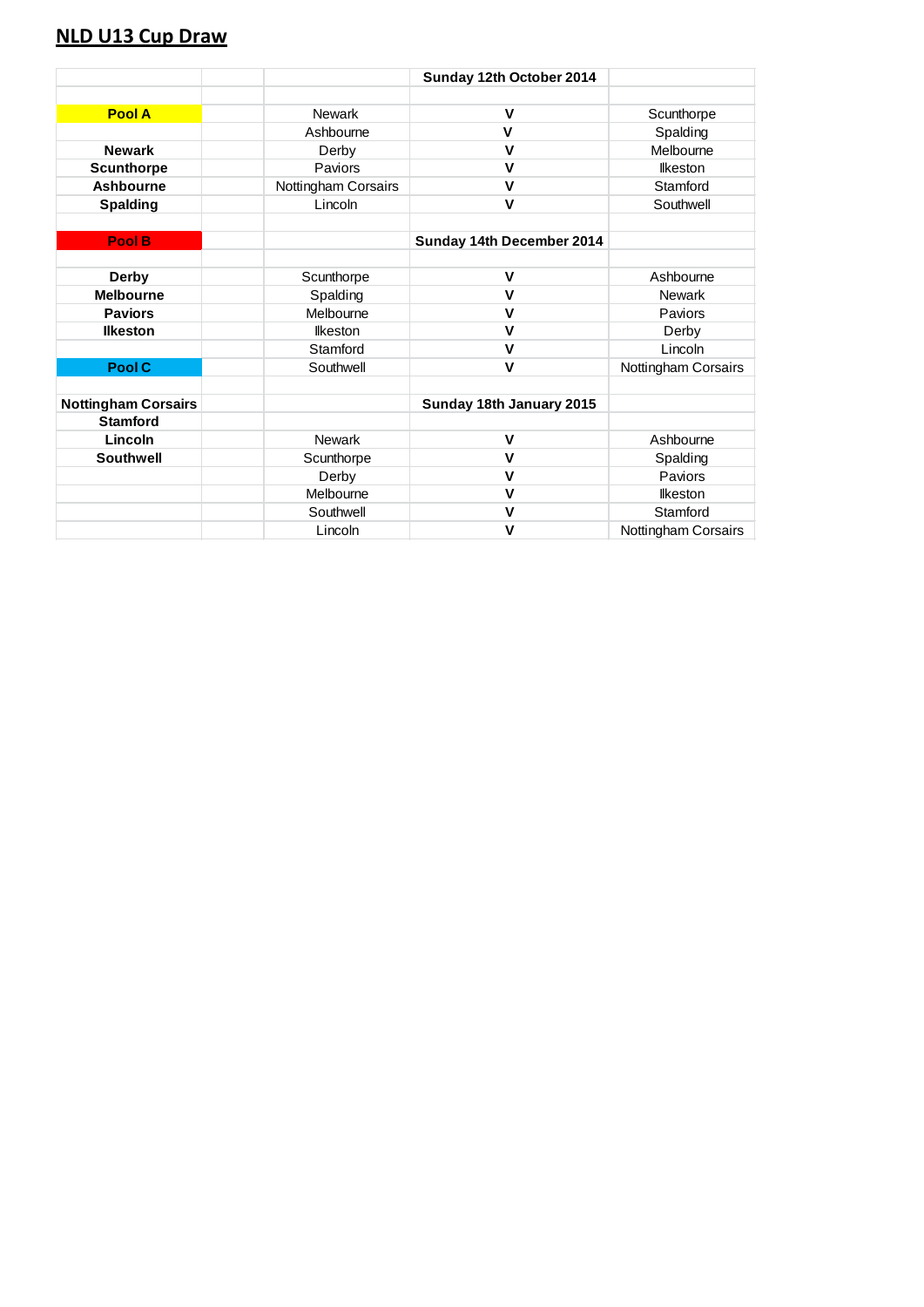## NLD U13 Cup Draw

| | | | Sunday 12th October 2014 | |
|---|---|---|---|---|
| | | | | |
| **Pool A** | | Newark | **V** | Scunthorpe |
| | | Ashbourne | **V** | Spalding |
| **Newark** | | Derby | **V** | Melbourne |
| **Scunthorpe** | | Paviors | **V** | Ilkeston |
| **Ashbourne** | | Nottingham Corsairs | **V** | Stamford |
| **Spalding** | | Lincoln | **V** | Southwell |
| | | | | |
| **Pool B** | | | **Sunday 14th December 2014** | |
| | | | | |
| **Derby** | | Scunthorpe | **V** | Ashbourne |
| **Melbourne** | | Spalding | **V** | Newark |
| **Paviors** | | Melbourne | **V** | Paviors |
| **Ilkeston** | | Ilkeston | **V** | Derby |
| | | Stamford | **V** | Lincoln |
| **Pool C** | | Southwell | **V** | Nottingham Corsairs |
| | | | | |
| **Nottingham Corsairs** | | | **Sunday 18th January 2015** | |
| **Stamford** | | | | |
| **Lincoln** | | Newark | **V** | Ashbourne |
| **Southwell** | | Scunthorpe | **V** | Spalding |
| | | Derby | **V** | Paviors |
| | | Melbourne | **V** | Ilkeston |
| | | Southwell | **V** | Stamford |
| | | Lincoln | **V** | Nottingham Corsairs |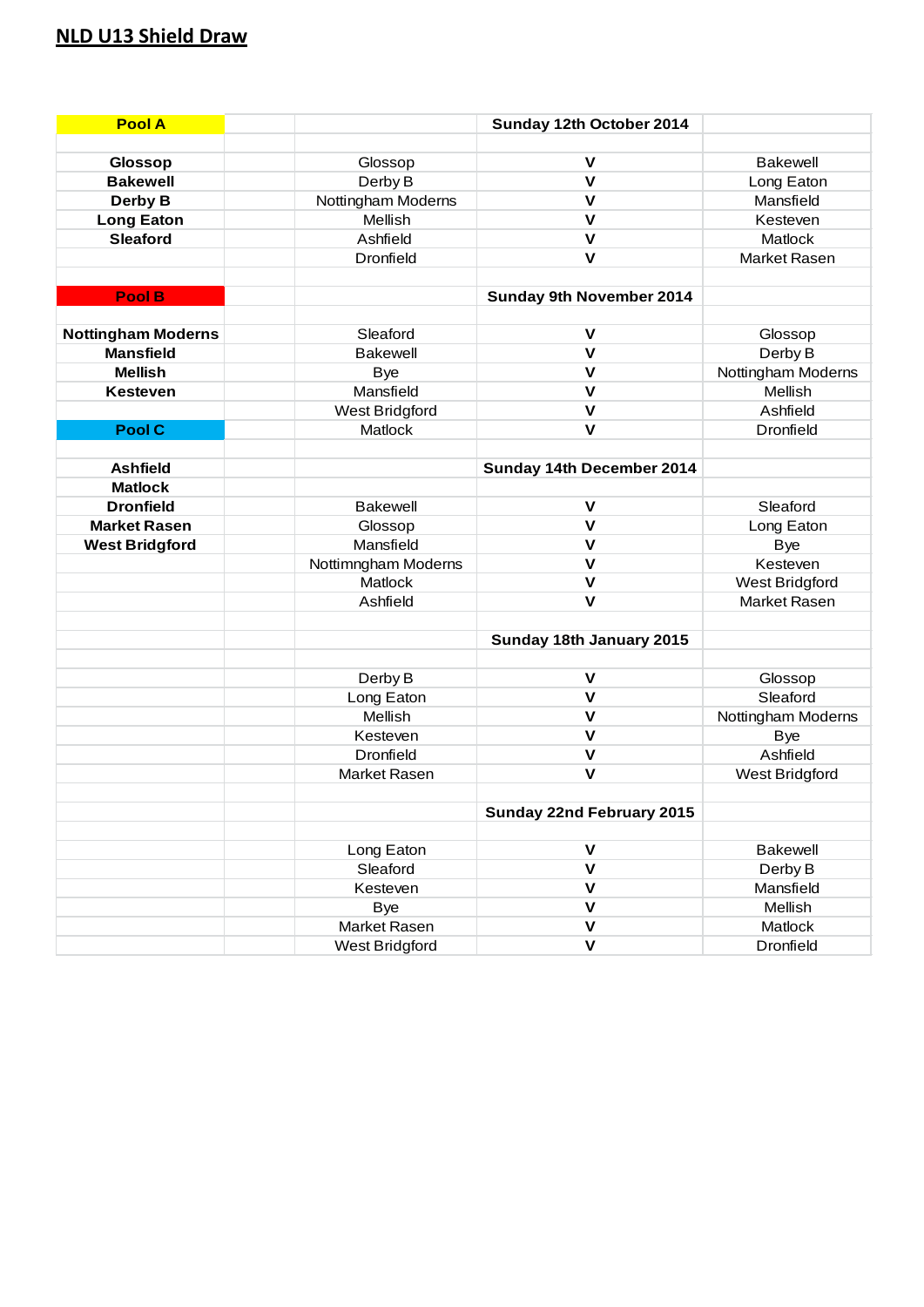## NLD U13 Shield Draw

| Pool A | | | Sunday 12th October 2014 | |
|---|---|---|---|---|
| | | | | |
| **Glossop** | | Glossop | V | Bakewell |
| **Bakewell** | | Derby B | V | Long Eaton |
| **Derby B** | | Nottingham Moderns | V | Mansfield |
| **Long Eaton** | | Mellish | V | Kesteven |
| **Sleaford** | | Ashfield | V | Matlock |
| | | Dronfield | V | Market Rasen |
| | | | | |
| **Pool B** | | | **Sunday 9th November 2014** | |
| | | | | |
| **Nottingham Moderns** | | Sleaford | V | Glossop |
| **Mansfield** | | Bakewell | V | Derby B |
| **Mellish** | | Bye | V | Nottingham Moderns |
| **Kesteven** | | Mansfield | V | Mellish |
| | | West Bridgford | V | Ashfield |
| **Pool C** | | Matlock | V | Dronfield |
| | | | | |
| **Ashfield** | | | **Sunday 14th December 2014** | |
| **Matlock** | | | | |
| **Dronfield** | | Bakewell | V | Sleaford |
| **Market Rasen** | | Glossop | V | Long Eaton |
| **West Bridgford** | | Mansfield | V | Bye |
| | | Nottimngham Moderns | V | Kesteven |
| | | Matlock | V | West Bridgford |
| | | Ashfield | V | Market Rasen |
| | | | | |
| | | | **Sunday 18th January 2015** | |
| | | | | |
| | | Derby B | V | Glossop |
| | | Long Eaton | V | Sleaford |
| | | Mellish | V | Nottingham Moderns |
| | | Kesteven | V | Bye |
| | | Dronfield | V | Ashfield |
| | | Market Rasen | V | West Bridgford |
| | | | | |
| | | | **Sunday 22nd February 2015** | |
| | | | | |
| | | Long Eaton | V | Bakewell |
| | | Sleaford | V | Derby B |
| | | Kesteven | V | Mansfield |
| | | Bye | V | Mellish |
| | | Market Rasen | V | Matlock |
| | | West Bridgford | V | Dronfield |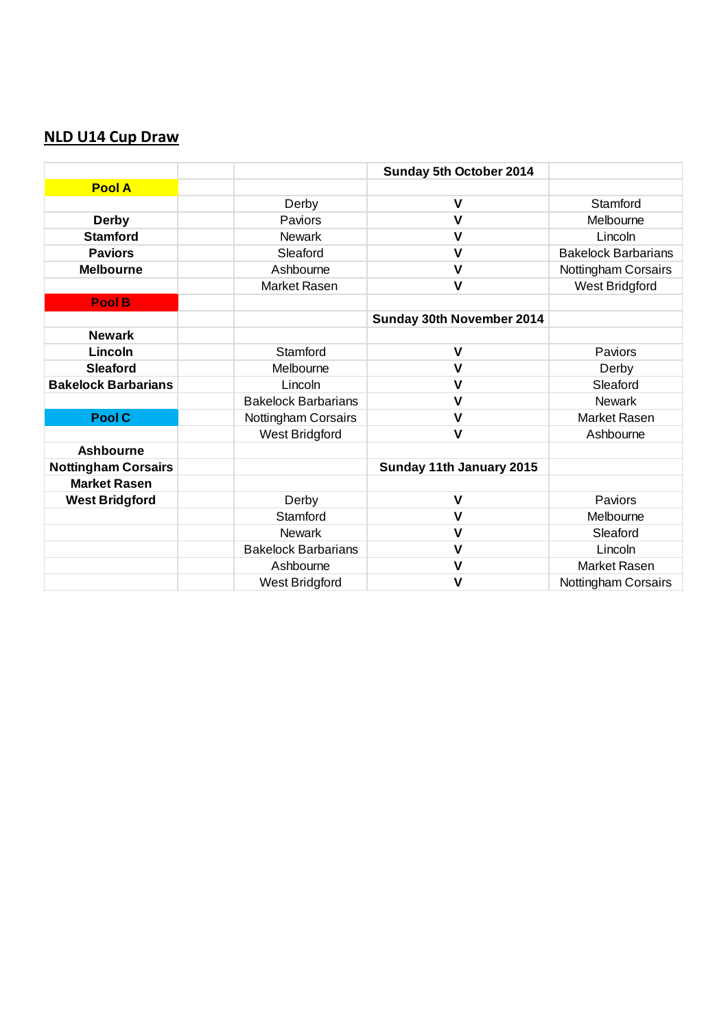## NLD U14 Cup Draw

| | | | Sunday 5th October 2014 | |
|---|---|---|---|---|
| **Pool A** | | | | |
| | | Derby | **V** | Stamford |
| **Derby** | | Paviors | **V** | Melbourne |
| **Stamford** | | Newark | **V** | Lincoln |
| **Paviors** | | Sleaford | **V** | Bakelock Barbarians |
| **Melbourne** | | Ashbourne | **V** | Nottingham Corsairs |
| | | Market Rasen | **V** | West Bridgford |
| **Pool B** | | | | |
| | | | **Sunday 30th November 2014** | |
| **Newark** | | | | |
| **Lincoln** | | Stamford | **V** | Paviors |
| **Sleaford** | | Melbourne | **V** | Derby |
| **Bakelock Barbarians** | | Lincoln | **V** | Sleaford |
| | | Bakelock Barbarians | **V** | Newark |
| **Pool C** | | Nottingham Corsairs | **V** | Market Rasen |
| | | West Bridgford | **V** | Ashbourne |
| **Ashbourne** | | | | |
| **Nottingham Corsairs** | | | **Sunday 11th January 2015** | |
| **Market Rasen** | | | | |
| **West Bridgford** | | Derby | **V** | Paviors |
| | | Stamford | **V** | Melbourne |
| | | Newark | **V** | Sleaford |
| | | Bakelock Barbarians | **V** | Lincoln |
| | | Ashbourne | **V** | Market Rasen |
| | | West Bridgford | **V** | Nottingham Corsairs |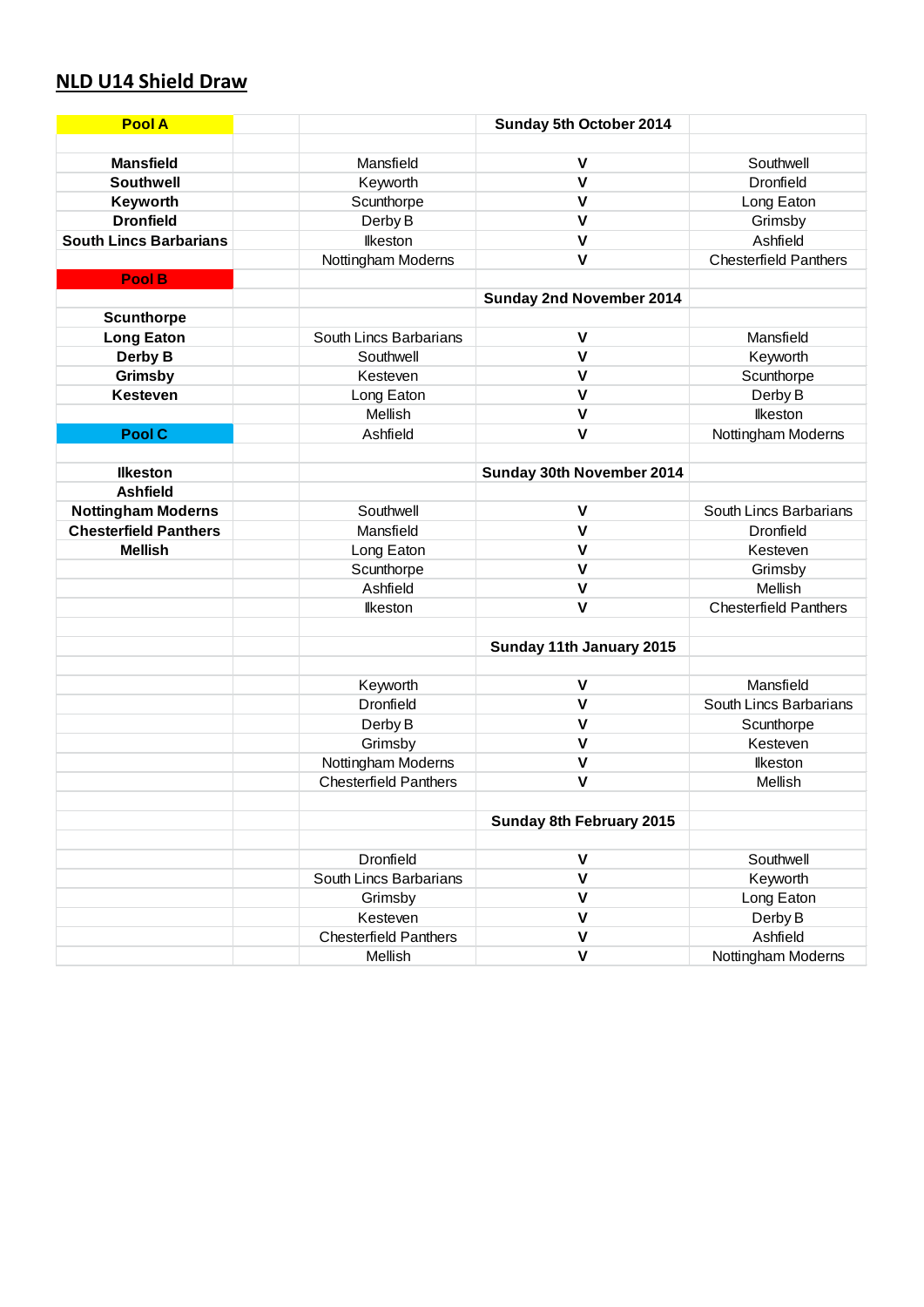## NLD U14 Shield Draw

| Pool A | | | Sunday 5th October 2014 | |
|---|---|---|---|---|
| | | | | |
| Mansfield | | Mansfield | V | Southwell |
| Southwell | | Keyworth | V | Dronfield |
| Keyworth | | Scunthorpe | V | Long Eaton |
| Dronfield | | Derby B | V | Grimsby |
| South Lincs Barbarians | | Ilkeston | V | Ashfield |
| | | Nottingham Moderns | V | Chesterfield Panthers |
| Pool B | | | | |
| | | | Sunday 2nd November 2014 | |
| Scunthorpe | | | | |
| Long Eaton | | South Lincs Barbarians | V | Mansfield |
| Derby B | | Southwell | V | Keyworth |
| Grimsby | | Kesteven | V | Scunthorpe |
| Kesteven | | Long Eaton | V | Derby B |
| | | Mellish | V | Ilkeston |
| Pool C | | Ashfield | V | Nottingham Moderns |
| | | | | |
| Ilkeston | | | Sunday 30th November 2014 | |
| Ashfield | | | | |
| Nottingham Moderns | | Southwell | V | South Lincs Barbarians |
| Chesterfield Panthers | | Mansfield | V | Dronfield |
| Mellish | | Long Eaton | V | Kesteven |
| | | Scunthorpe | V | Grimsby |
| | | Ashfield | V | Mellish |
| | | Ilkeston | V | Chesterfield Panthers |
| | | | | |
| | | | Sunday 11th January 2015 | |
| | | | | |
| | | Keyworth | V | Mansfield |
| | | Dronfield | V | South Lincs Barbarians |
| | | Derby B | V | Scunthorpe |
| | | Grimsby | V | Kesteven |
| | | Nottingham Moderns | V | Ilkeston |
| | | Chesterfield Panthers | V | Mellish |
| | | | | |
| | | | Sunday 8th February 2015 | |
| | | | | |
| | | Dronfield | V | Southwell |
| | | South Lincs Barbarians | V | Keyworth |
| | | Grimsby | V | Long Eaton |
| | | Kesteven | V | Derby B |
| | | Chesterfield Panthers | V | Ashfield |
| | | Mellish | V | Nottingham Moderns |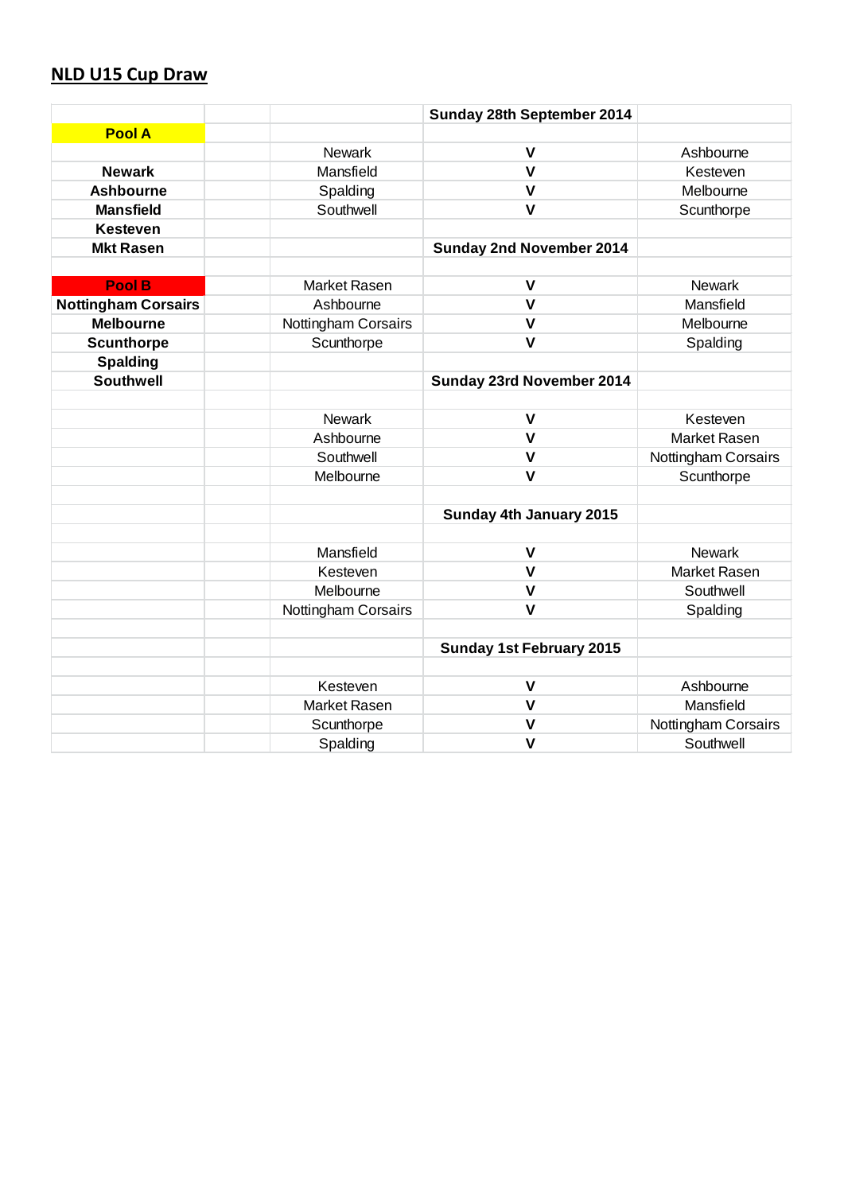## NLD U15 Cup Draw

| | | | | |
|---|---|---|---|---|
| | | | **Sunday 28th September 2014** | |
| **Pool A** | | | | |
| | | Newark | **V** | Ashbourne |
| **Newark** | | Mansfield | **V** | Kesteven |
| **Ashbourne** | | Spalding | **V** | Melbourne |
| **Mansfield** | | Southwell | **V** | Scunthorpe |
| **Kesteven** | | | | |
| **Mkt Rasen** | | | **Sunday 2nd November 2014** | |
| | | | | |
| **Pool B** | | Market Rasen | **V** | Newark |
| **Nottingham Corsairs** | | Ashbourne | **V** | Mansfield |
| **Melbourne** | | Nottingham Corsairs | **V** | Melbourne |
| **Scunthorpe** | | Scunthorpe | **V** | Spalding |
| **Spalding** | | | | |
| **Southwell** | | | **Sunday 23rd November 2014** | |
| | | | | |
| | | Newark | **V** | Kesteven |
| | | Ashbourne | **V** | Market Rasen |
| | | Southwell | **V** | Nottingham Corsairs |
| | | Melbourne | **V** | Scunthorpe |
| | | | | |
| | | | **Sunday 4th January 2015** | |
| | | | | |
| | | Mansfield | **V** | Newark |
| | | Kesteven | **V** | Market Rasen |
| | | Melbourne | **V** | Southwell |
| | | Nottingham Corsairs | **V** | Spalding |
| | | | | |
| | | | **Sunday 1st February 2015** | |
| | | | | |
| | | Kesteven | **V** | Ashbourne |
| | | Market Rasen | **V** | Mansfield |
| | | Scunthorpe | **V** | Nottingham Corsairs |
| | | Spalding | **V** | Southwell |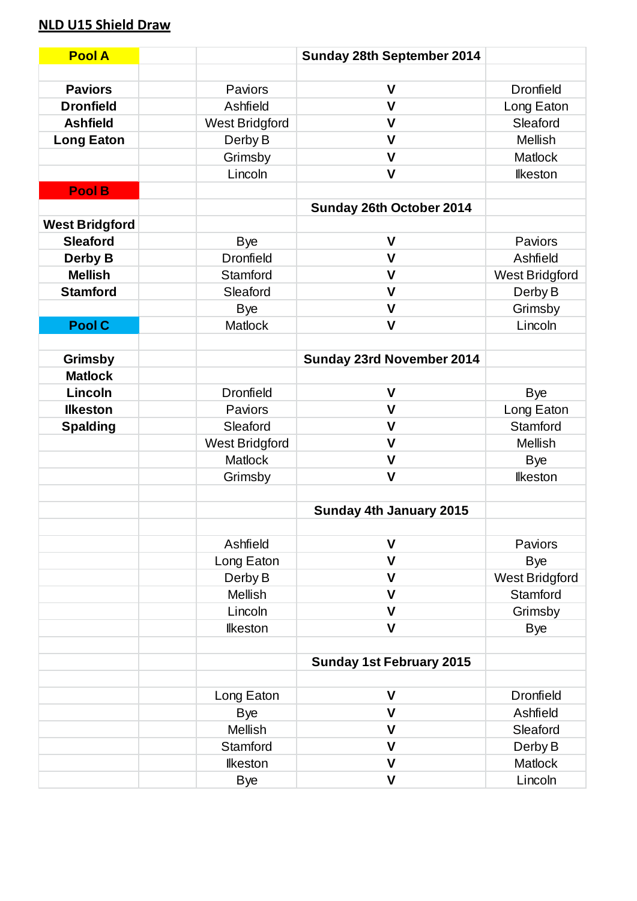## NLD U15 Shield Draw

| Pool A | | Sunday 28th September 2014 | |
|---|---|---|---|
| | | | |
| **Paviors** | Paviors | V | Dronfield |
| **Dronfield** | Ashfield | V | Long Eaton |
| **Ashfield** | West Bridgford | V | Sleaford |
| **Long Eaton** | Derby B | V | Mellish |
| | Grimsby | V | Matlock |
| | Lincoln | V | Ilkeston |
| **Pool B** | | | |
| | | Sunday 26th October 2014 | |
| **West Bridgford** | | | |
| **Sleaford** | Bye | V | Paviors |
| **Derby B** | Dronfield | V | Ashfield |
| **Mellish** | Stamford | V | West Bridgford |
| **Stamford** | Sleaford | V | Derby B |
| | Bye | V | Grimsby |
| **Pool C** | Matlock | V | Lincoln |
| | | | |
| **Grimsby** | | Sunday 23rd November 2014 | |
| **Matlock** | | | |
| **Lincoln** | Dronfield | V | Bye |
| **Ilkeston** | Paviors | V | Long Eaton |
| **Spalding** | Sleaford | V | Stamford |
| | West Bridgford | V | Mellish |
| | Matlock | V | Bye |
| | Grimsby | V | Ilkeston |
| | | | |
| | | Sunday 4th January 2015 | |
| | | | |
| | Ashfield | V | Paviors |
| | Long Eaton | V | Bye |
| | Derby B | V | West Bridgford |
| | Mellish | V | Stamford |
| | Lincoln | V | Grimsby |
| | Ilkeston | V | Bye |
| | | | |
| | | Sunday 1st February 2015 | |
| | | | |
| | Long Eaton | V | Dronfield |
| | Bye | V | Ashfield |
| | Mellish | V | Sleaford |
| | Stamford | V | Derby B |
| | Ilkeston | V | Matlock |
| | Bye | V | Lincoln |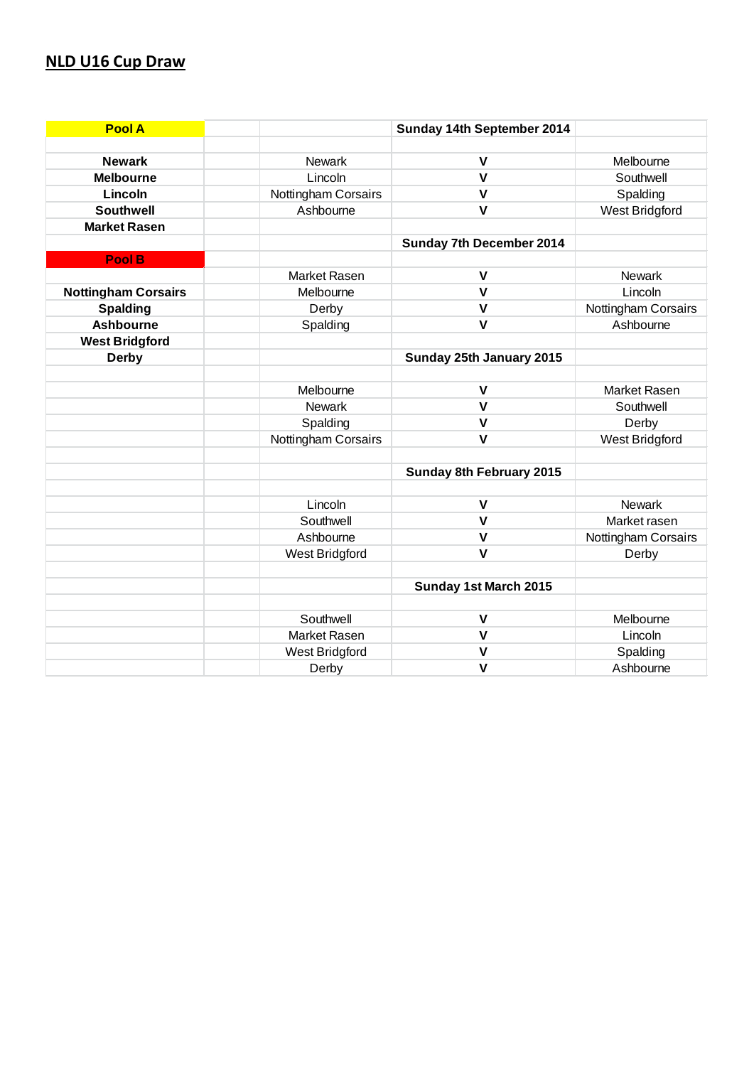# NLD U16 Cup Draw

| Pool A | | | Sunday 14th September 2014 | |
|---|---|---|---|---|
| | | | | |
| Newark | | Newark | V | Melbourne |
| Melbourne | | Lincoln | V | Southwell |
| Lincoln | | Nottingham Corsairs | V | Spalding |
| Southwell | | Ashbourne | V | West Bridgford |
| Market Rasen | | | | |
| | | | Sunday 7th December 2014 | |
| Pool B | | | | |
| | | Market Rasen | V | Newark |
| Nottingham Corsairs | | Melbourne | V | Lincoln |
| Spalding | | Derby | V | Nottingham Corsairs |
| Ashbourne | | Spalding | V | Ashbourne |
| West Bridgford | | | | |
| Derby | | | Sunday 25th January 2015 | |
| | | | | |
| | | Melbourne | V | Market Rasen |
| | | Newark | V | Southwell |
| | | Spalding | V | Derby |
| | | Nottingham Corsairs | V | West Bridgford |
| | | | | |
| | | | Sunday 8th February 2015 | |
| | | | | |
| | | Lincoln | V | Newark |
| | | Southwell | V | Market rasen |
| | | Ashbourne | V | Nottingham Corsairs |
| | | West Bridgford | V | Derby |
| | | | | |
| | | | Sunday 1st March 2015 | |
| | | | | |
| | | Southwell | V | Melbourne |
| | | Market Rasen | V | Lincoln |
| | | West Bridgford | V | Spalding |
| | | Derby | V | Ashbourne |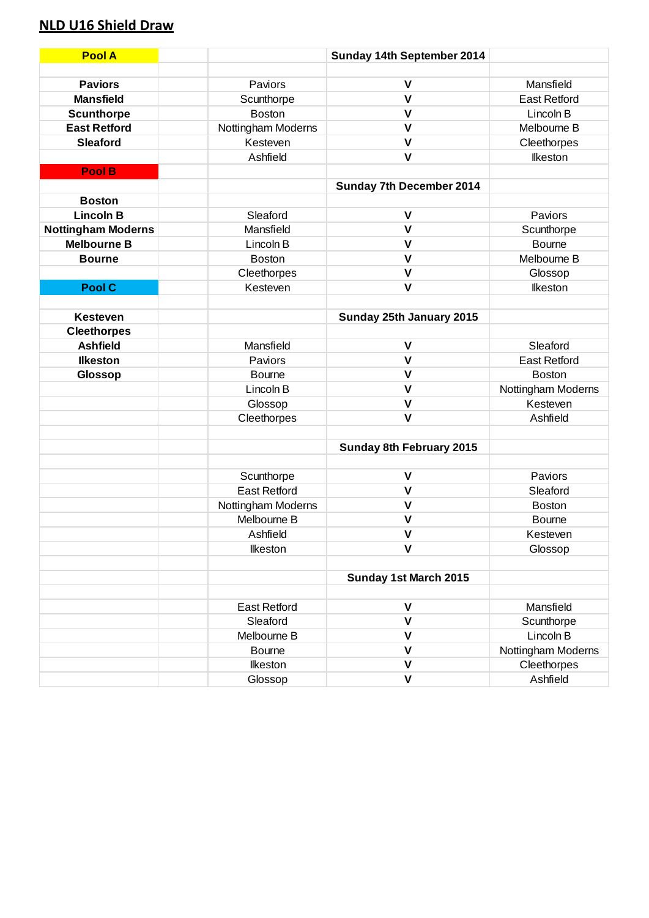# NLD U16 Shield Draw

| Pools | | Sunday 14th September 2014 | |
|---|---|---|---|
| **Pool A** | | | |
| **Paviors** | Paviors | V | Mansfield |
| **Mansfield** | Scunthorpe | V | East Retford |
| **Scunthorpe** | Boston | V | Lincoln B |
| **East Retford** | Nottingham Moderns | V | Melbourne B |
| **Sleaford** | Kesteven | V | Cleethorpes |
| | Ashfield | V | Ilkeston |
| **Pool B** | | | |
| | | **Sunday 7th December 2014** | |
| **Boston** | | | |
| **Lincoln B** | Sleaford | V | Paviors |
| **Nottingham Moderns** | Mansfield | V | Scunthorpe |
| **Melbourne B** | Lincoln B | V | Bourne |
| **Bourne** | Boston | V | Melbourne B |
| | Cleethorpes | V | Glossop |
| **Pool C** | Kesteven | V | Ilkeston |
| | | | |
| **Kesteven** | | **Sunday 25th January 2015** | |
| **Cleethorpes** | | | |
| **Ashfield** | Mansfield | V | Sleaford |
| **Ilkeston** | Paviors | V | East Retford |
| **Glossop** | Bourne | V | Boston |
| | Lincoln B | V | Nottingham Moderns |
| | Glossop | V | Kesteven |
| | Cleethorpes | V | Ashfield |
| | | | |
| | | **Sunday 8th February 2015** | |
| | | | |
| | Scunthorpe | V | Paviors |
| | East Retford | V | Sleaford |
| | Nottingham Moderns | V | Boston |
| | Melbourne B | V | Bourne |
| | Ashfield | V | Kesteven |
| | Ilkeston | V | Glossop |
| | | | |
| | | **Sunday 1st March 2015** | |
| | | | |
| | East Retford | V | Mansfield |
| | Sleaford | V | Scunthorpe |
| | Melbourne B | V | Lincoln B |
| | Bourne | V | Nottingham Moderns |
| | Ilkeston | V | Cleethorpes |
| | Glossop | V | Ashfield |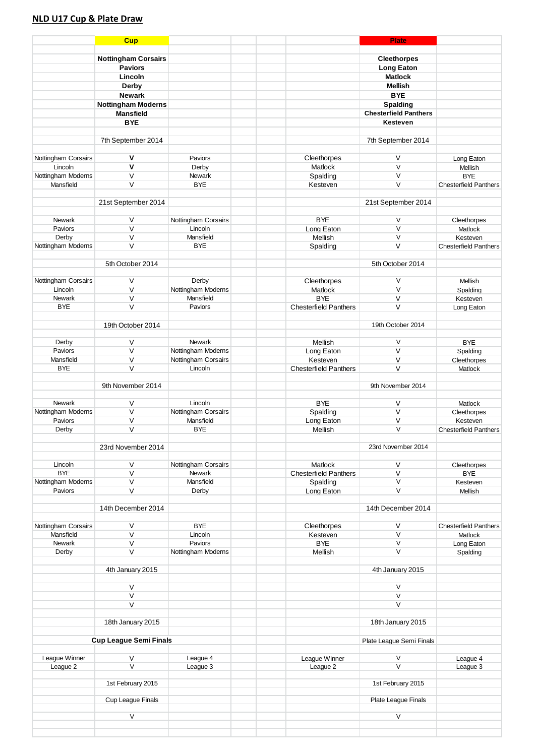## NLD U17 Cup & Plate Draw

| | Cup | | | | | Plate | |
|---|---|---|---|---|---|---|---|
| | **Nottingham Corsairs** | | | | | **Cleethorpes** | |
| | **Paviors** | | | | | **Long Eaton** | |
| | **Lincoln** | | | | | **Matlock** | |
| | **Derby** | | | | | **Mellish** | |
| | **Newark** | | | | | **BYE** | |
| | **Nottingham Moderns** | | | | | **Spalding** | |
| | **Mansfield** | | | | | **Chesterfield Panthers** | |
| | **BYE** | | | | | **Kesteven** | |
| | 7th September 2014 | | | | | 7th September 2014 | |
| Nottingham Corsairs | **V** | Paviors | | | Cleethorpes | V | Long Eaton |
| Lincoln | **V** | Derby | | | Matlock | V | Mellish |
| Nottingham Moderns | V | Newark | | | Spalding | V | BYE |
| Mansfield | V | BYE | | | Kesteven | V | Chesterfield Panthers |
| | 21st September 2014 | | | | | 21st September 2014 | |
| Newark | V | Nottingham Corsairs | | | BYE | V | Cleethorpes |
| Paviors | V | Lincoln | | | Long Eaton | V | Matlock |
| Derby | V | Mansfield | | | Mellish | V | Kesteven |
| Nottingham Moderns | V | BYE | | | Spalding | V | Chesterfield Panthers |
| | 5th October 2014 | | | | | 5th October 2014 | |
| Nottingham Corsairs | V | Derby | | | Cleethorpes | V | Mellish |
| Lincoln | V | Nottingham Moderns | | | Matlock | V | Spalding |
| Newark | V | Mansfield | | | BYE | V | Kesteven |
| BYE | V | Paviors | | | Chesterfield Panthers | V | Long Eaton |
| | 19th October 2014 | | | | | 19th October 2014 | |
| Derby | V | Newark | | | Mellish | V | BYE |
| Paviors | V | Nottingham Moderns | | | Long Eaton | V | Spalding |
| Mansfield | V | Nottingham Corsairs | | | Kesteven | V | Cleethorpes |
| BYE | V | Lincoln | | | Chesterfield Panthers | V | Matlock |
| | 9th November 2014 | | | | | 9th November 2014 | |
| Newark | V | Lincoln | | | BYE | V | Matlock |
| Nottingham Moderns | V | Nottingham Corsairs | | | Spalding | V | Cleethorpes |
| Paviors | V | Mansfield | | | Long Eaton | V | Kesteven |
| Derby | V | BYE | | | Mellish | V | Chesterfield Panthers |
| | 23rd November 2014 | | | | | 23rd November 2014 | |
| Lincoln | V | Nottingham Corsairs | | | Matlock | V | Cleethorpes |
| BYE | V | Newark | | | Chesterfield Panthers | V | BYE |
| Nottingham Moderns | V | Mansfield | | | Spalding | V | Kesteven |
| Paviors | V | Derby | | | Long Eaton | V | Mellish |
| | 14th December 2014 | | | | | 14th December 2014 | |
| Nottingham Corsairs | V | BYE | | | Cleethorpes | V | Chesterfield Panthers |
| Mansfield | V | Lincoln | | | Kesteven | V | Matlock |
| Newark | V | Paviors | | | BYE | V | Long Eaton |
| Derby | V | Nottingham Moderns | | | Mellish | V | Spalding |
| | 4th January 2015 | | | | | 4th January 2015 | |
| | V | | | | | V | |
| | V | | | | | V | |
| | V | | | | | V | |
| | 18th January 2015 | | | | | 18th January 2015 | |
| | **Cup League Semi Finals** | | | | | Plate League Semi Finals | |
| League Winner | V | League 4 | | | League Winner | V | League 4 |
| League 2 | V | League 3 | | | League 2 | V | League 3 |
| | 1st February 2015 | | | | | 1st February 2015 | |
| | Cup League Finals | | | | | Plate League Finals | |
| | V | | | | | V | |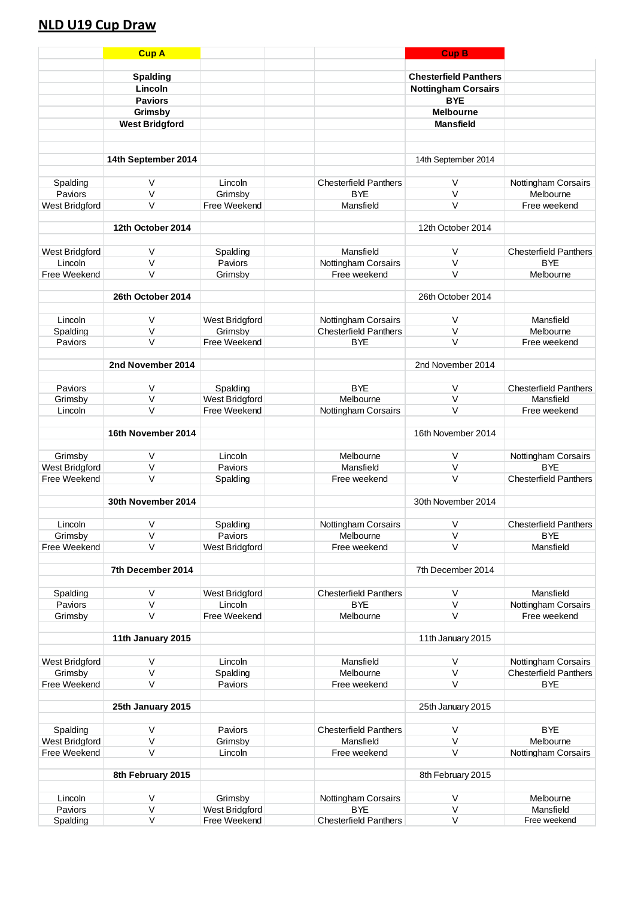## NLD U19 Cup Draw

| | Cup A | | | Cup B | |
|---|---|---|---|---|---|
| | **Spalding** | | | **Chesterfield Panthers** | |
| | **Lincoln** | | | **Nottingham Corsairs** | |
| | **Paviors** | | | **BYE** | |
| | **Grimsby** | | | **Melbourne** | |
| | **West Bridgford** | | | **Mansfield** | |
| | **14th September 2014** | | | 14th September 2014 | |
| Spalding | V | Lincoln | Chesterfield Panthers | V | Nottingham Corsairs |
| Paviors | V | Grimsby | BYE | V | Melbourne |
| West Bridgford | V | Free Weekend | Mansfield | V | Free weekend |
| | **12th October 2014** | | | 12th October 2014 | |
| West Bridgford | V | Spalding | Mansfield | V | Chesterfield Panthers |
| Lincoln | V | Paviors | Nottingham Corsairs | V | BYE |
| Free Weekend | V | Grimsby | Free weekend | V | Melbourne |
| | **26th October 2014** | | | 26th October 2014 | |
| Lincoln | V | West Bridgford | Nottingham Corsairs | V | Mansfield |
| Spalding | V | Grimsby | Chesterfield Panthers | V | Melbourne |
| Paviors | V | Free Weekend | BYE | V | Free weekend |
| | **2nd November 2014** | | | 2nd November 2014 | |
| Paviors | V | Spalding | BYE | V | Chesterfield Panthers |
| Grimsby | V | West Bridgford | Melbourne | V | Mansfield |
| Lincoln | V | Free Weekend | Nottingham Corsairs | V | Free weekend |
| | **16th November 2014** | | | 16th November 2014 | |
| Grimsby | V | Lincoln | Melbourne | V | Nottingham Corsairs |
| West Bridgford | V | Paviors | Mansfield | V | BYE |
| Free Weekend | V | Spalding | Free weekend | V | Chesterfield Panthers |
| | **30th November 2014** | | | 30th November 2014 | |
| Lincoln | V | Spalding | Nottingham Corsairs | V | Chesterfield Panthers |
| Grimsby | V | Paviors | Melbourne | V | BYE |
| Free Weekend | V | West Bridgford | Free weekend | V | Mansfield |
| | **7th December 2014** | | | 7th December 2014 | |
| Spalding | V | West Bridgford | Chesterfield Panthers | V | Mansfield |
| Paviors | V | Lincoln | BYE | V | Nottingham Corsairs |
| Grimsby | V | Free Weekend | Melbourne | V | Free weekend |
| | **11th January 2015** | | | 11th January 2015 | |
| West Bridgford | V | Lincoln | Mansfield | V | Nottingham Corsairs |
| Grimsby | V | Spalding | Melbourne | V | Chesterfield Panthers |
| Free Weekend | V | Paviors | Free weekend | V | BYE |
| | **25th January 2015** | | | 25th January 2015 | |
| Spalding | V | Paviors | Chesterfield Panthers | V | BYE |
| West Bridgford | V | Grimsby | Mansfield | V | Melbourne |
| Free Weekend | V | Lincoln | Free weekend | V | Nottingham Corsairs |
| | **8th February 2015** | | | 8th February 2015 | |
| Lincoln | V | Grimsby | Nottingham Corsairs | V | Melbourne |
| Paviors | V | West Bridgford | BYE | V | Mansfield |
| Spalding | V | Free Weekend | Chesterfield Panthers | V | Free weekend |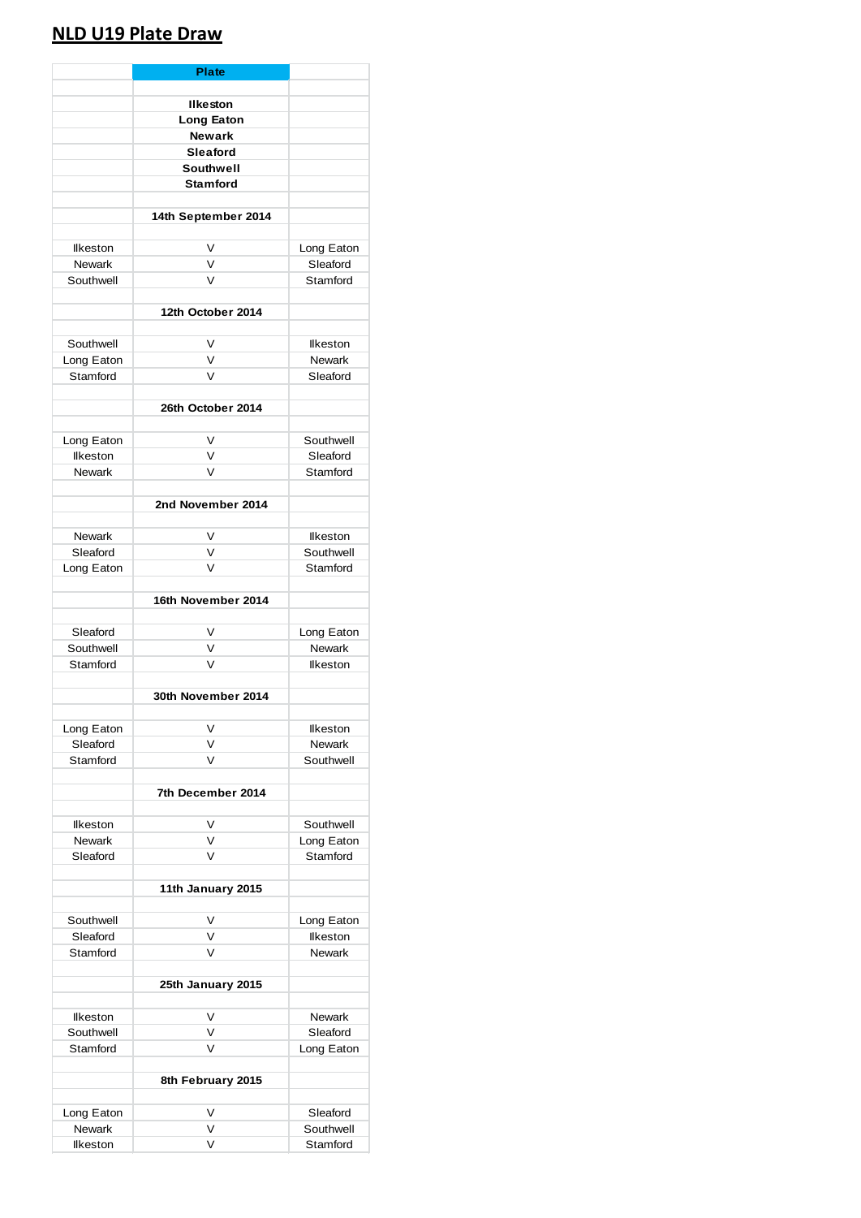# NLD U19 Plate Draw

| | Plate | |
|---|---|---|
| | | |
| | **Ilkeston** | |
| | **Long Eaton** | |
| | **Newark** | |
| | **Sleaford** | |
| | **Southwell** | |
| | **Stamford** | |
| | | |
| | **14th September 2014** | |
| | | |
| Ilkeston | V | Long Eaton |
| Newark | V | Sleaford |
| Southwell | V | Stamford |
| | | |
| | **12th October 2014** | |
| | | |
| Southwell | V | Ilkeston |
| Long Eaton | V | Newark |
| Stamford | V | Sleaford |
| | | |
| | **26th October 2014** | |
| | | |
| Long Eaton | V | Southwell |
| Ilkeston | V | Sleaford |
| Newark | V | Stamford |
| | | |
| | **2nd November 2014** | |
| | | |
| Newark | V | Ilkeston |
| Sleaford | V | Southwell |
| Long Eaton | V | Stamford |
| | | |
| | **16th November 2014** | |
| | | |
| Sleaford | V | Long Eaton |
| Southwell | V | Newark |
| Stamford | V | Ilkeston |
| | | |
| | **30th November 2014** | |
| | | |
| Long Eaton | V | Ilkeston |
| Sleaford | V | Newark |
| Stamford | V | Southwell |
| | | |
| | **7th December 2014** | |
| | | |
| Ilkeston | V | Southwell |
| Newark | V | Long Eaton |
| Sleaford | V | Stamford |
| | | |
| | **11th January 2015** | |
| | | |
| Southwell | V | Long Eaton |
| Sleaford | V | Ilkeston |
| Stamford | V | Newark |
| | | |
| | **25th January 2015** | |
| | | |
| Ilkeston | V | Newark |
| Southwell | V | Sleaford |
| Stamford | V | Long Eaton |
| | | |
| | **8th February 2015** | |
| | | |
| Long Eaton | V | Sleaford |
| Newark | V | Southwell |
| Ilkeston | V | Stamford |